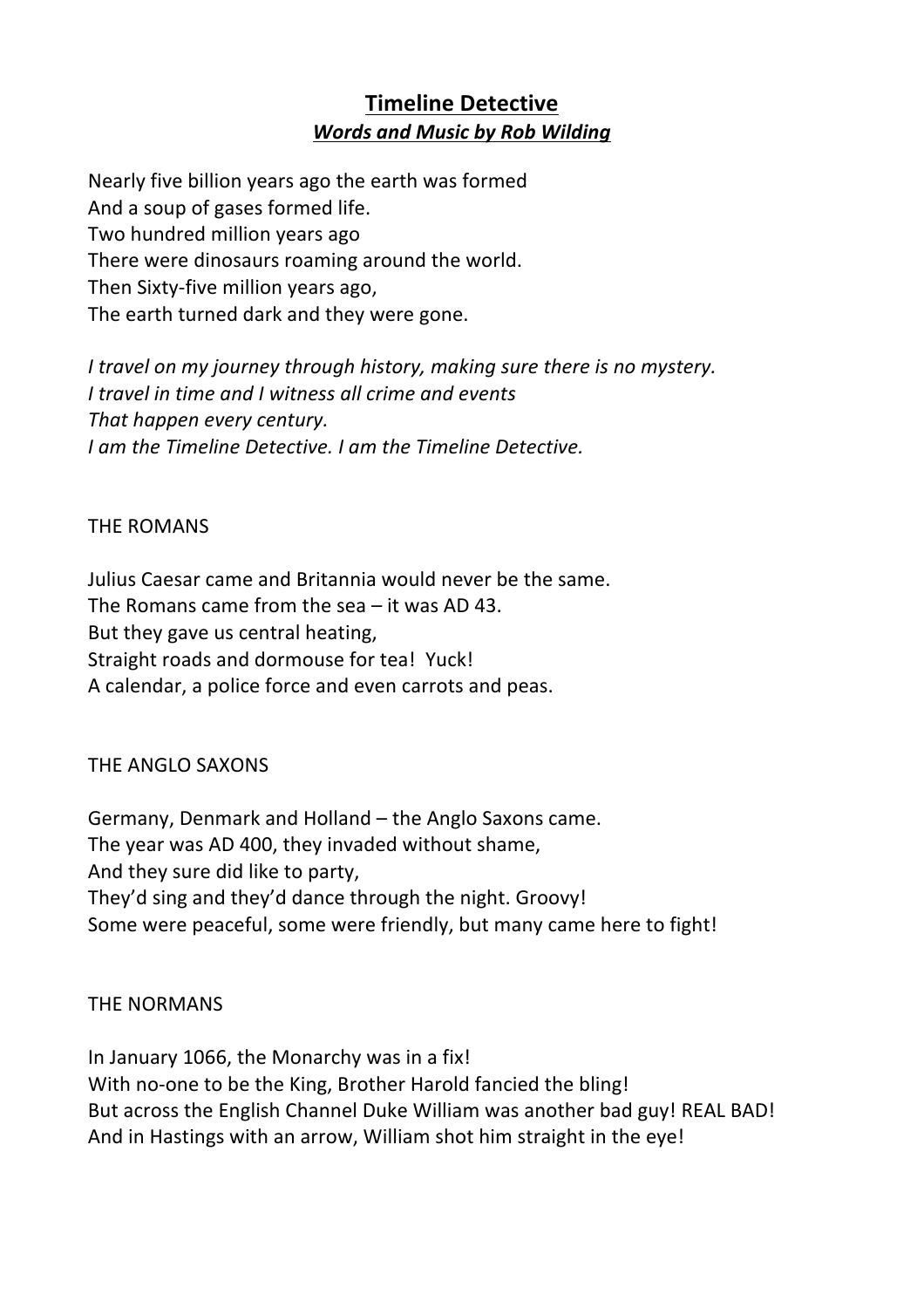# Timeline Detective

***Words and Music by Rob Wilding***

Nearly five billion years ago the earth was formed
And a soup of gases formed life.
Two hundred million years ago
There were dinosaurs roaming around the world.
Then Sixty-five million years ago,
The earth turned dark and they were gone.

*I travel on my journey through history, making sure there is no mystery.*
*I travel in time and I witness all crime and events*
*That happen every century.*
*I am the Timeline Detective. I am the Timeline Detective.*

THE ROMANS

Julius Caesar came and Britannia would never be the same.
The Romans came from the sea – it was AD 43.
But they gave us central heating,
Straight roads and dormouse for tea! Yuck!
A calendar, a police force and even carrots and peas.

THE ANGLO SAXONS

Germany, Denmark and Holland – the Anglo Saxons came.
The year was AD 400, they invaded without shame,
And they sure did like to party,
They'd sing and they'd dance through the night. Groovy!
Some were peaceful, some were friendly, but many came here to fight!

THE NORMANS

In January 1066, the Monarchy was in a fix!
With no-one to be the King, Brother Harold fancied the bling!
But across the English Channel Duke William was another bad guy! REAL BAD!
And in Hastings with an arrow, William shot him straight in the eye!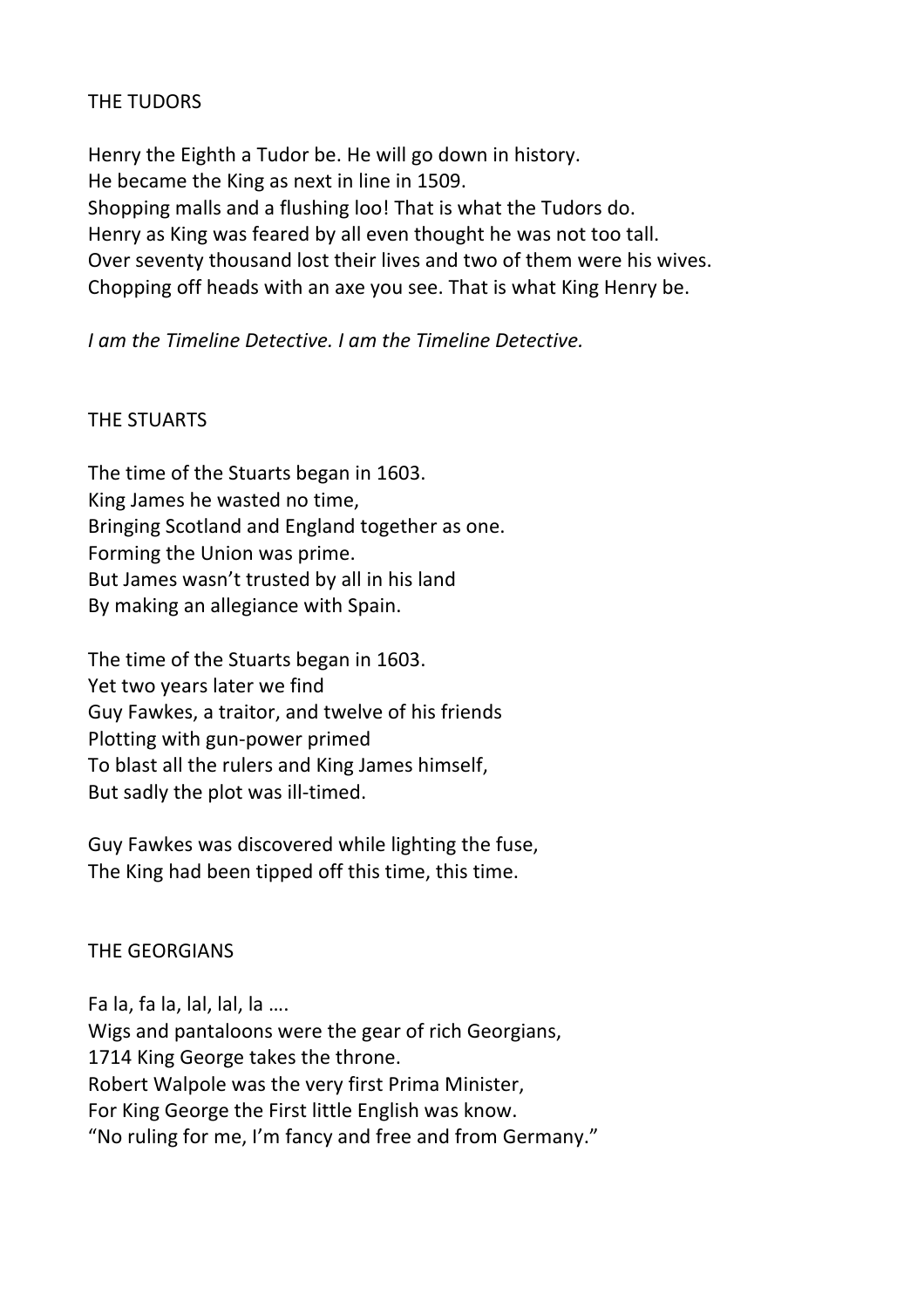## THE TUDORS

Henry the Eighth a Tudor be. He will go down in history.
He became the King as next in line in 1509.
Shopping malls and a flushing loo! That is what the Tudors do.
Henry as King was feared by all even thought he was not too tall.
Over seventy thousand lost their lives and two of them were his wives.
Chopping off heads with an axe you see. That is what King Henry be.

*I am the Timeline Detective. I am the Timeline Detective.*

## THE STUARTS

The time of the Stuarts began in 1603.
King James he wasted no time,
Bringing Scotland and England together as one.
Forming the Union was prime.
But James wasn't trusted by all in his land
By making an allegiance with Spain.

The time of the Stuarts began in 1603.
Yet two years later we find
Guy Fawkes, a traitor, and twelve of his friends
Plotting with gun-power primed
To blast all the rulers and King James himself,
But sadly the plot was ill-timed.

Guy Fawkes was discovered while lighting the fuse,
The King had been tipped off this time, this time.

## THE GEORGIANS

Fa la, fa la, lal, lal, la ….
Wigs and pantaloons were the gear of rich Georgians,
1714 King George takes the throne.
Robert Walpole was the very first Prima Minister,
For King George the First little English was know.
"No ruling for me, I'm fancy and free and from Germany."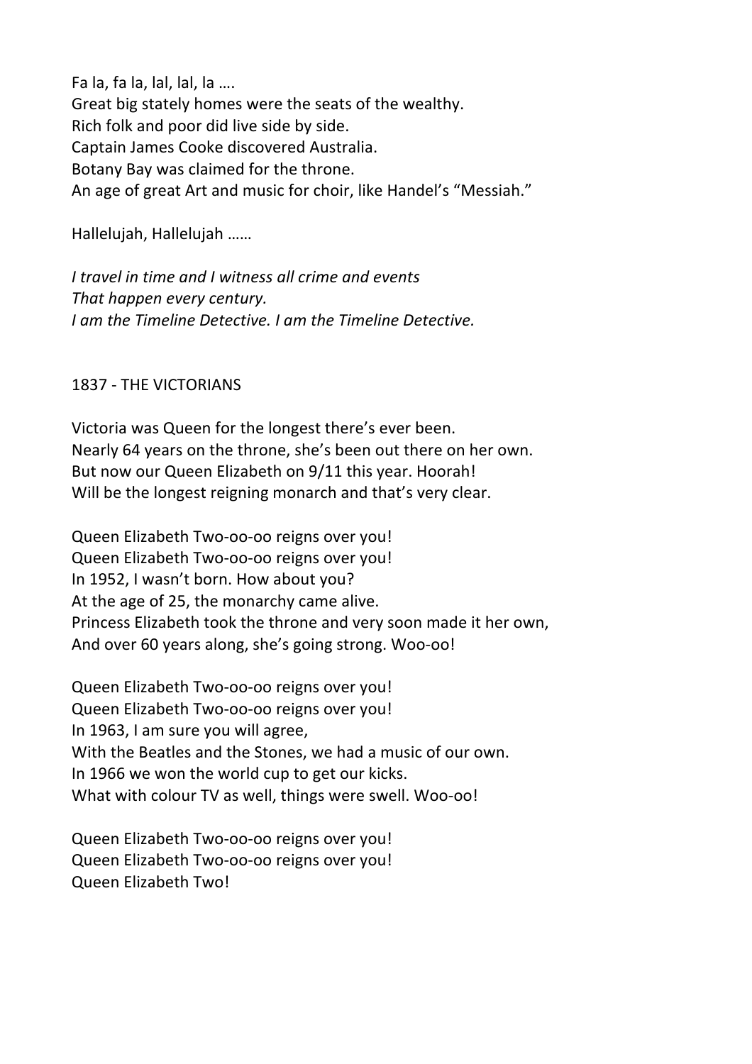Fa la, fa la, lal, lal, la ….
Great big stately homes were the seats of the wealthy.
Rich folk and poor did live side by side.
Captain James Cooke discovered Australia.
Botany Bay was claimed for the throne.
An age of great Art and music for choir, like Handel's "Messiah."

Hallelujah, Hallelujah ……

*I travel in time and I witness all crime and events*
*That happen every century.*
*I am the Timeline Detective. I am the Timeline Detective.*

1837 - THE VICTORIANS

Victoria was Queen for the longest there's ever been.
Nearly 64 years on the throne, she's been out there on her own.
But now our Queen Elizabeth on 9/11 this year. Hoorah!
Will be the longest reigning monarch and that's very clear.

Queen Elizabeth Two-oo-oo reigns over you!
Queen Elizabeth Two-oo-oo reigns over you!
In 1952, I wasn't born. How about you?
At the age of 25, the monarchy came alive.
Princess Elizabeth took the throne and very soon made it her own,
And over 60 years along, she's going strong. Woo-oo!

Queen Elizabeth Two-oo-oo reigns over you!
Queen Elizabeth Two-oo-oo reigns over you!
In 1963, I am sure you will agree,
With the Beatles and the Stones, we had a music of our own.
In 1966 we won the world cup to get our kicks.
What with colour TV as well, things were swell. Woo-oo!

Queen Elizabeth Two-oo-oo reigns over you!
Queen Elizabeth Two-oo-oo reigns over you!
Queen Elizabeth Two!